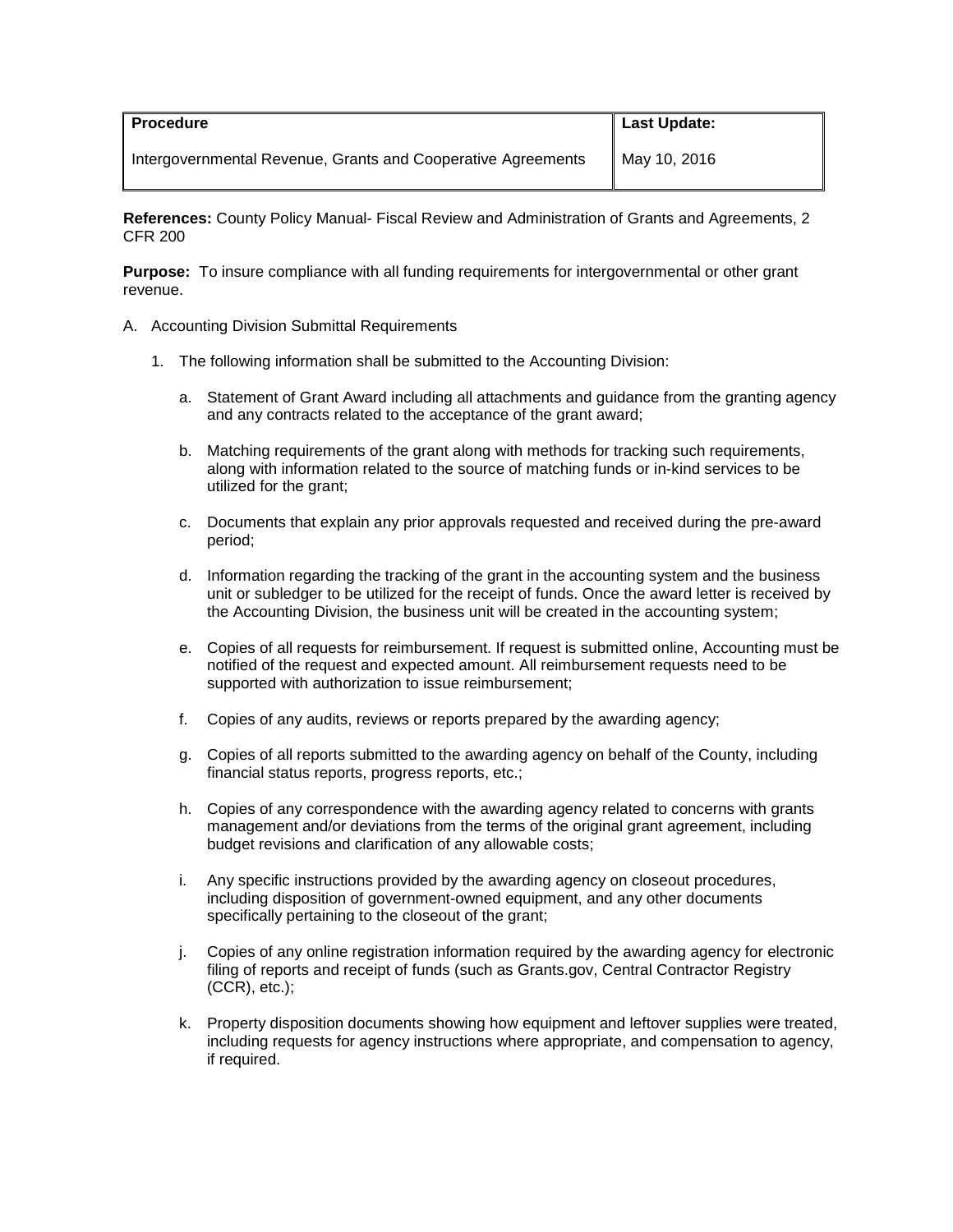| Procedure | Last Update: |
| --- | --- |
| Intergovernmental Revenue, Grants and Cooperative Agreements | May 10, 2016 |

**References:** County Policy Manual- Fiscal Review and Administration of Grants and Agreements, 2 CFR 200

**Purpose:** To insure compliance with all funding requirements for intergovernmental or other grant revenue.

A. Accounting Division Submittal Requirements

1. The following information shall be submitted to the Accounting Division:

   a. Statement of Grant Award including all attachments and guidance from the granting agency and any contracts related to the acceptance of the grant award;

   b. Matching requirements of the grant along with methods for tracking such requirements, along with information related to the source of matching funds or in-kind services to be utilized for the grant;

   c. Documents that explain any prior approvals requested and received during the pre-award period;

   d. Information regarding the tracking of the grant in the accounting system and the business unit or subledger to be utilized for the receipt of funds. Once the award letter is received by the Accounting Division, the business unit will be created in the accounting system;

   e. Copies of all requests for reimbursement. If request is submitted online, Accounting must be notified of the request and expected amount. All reimbursement requests need to be supported with authorization to issue reimbursement;

   f. Copies of any audits, reviews or reports prepared by the awarding agency;

   g. Copies of all reports submitted to the awarding agency on behalf of the County, including financial status reports, progress reports, etc.;

   h. Copies of any correspondence with the awarding agency related to concerns with grants management and/or deviations from the terms of the original grant agreement, including budget revisions and clarification of any allowable costs;

   i. Any specific instructions provided by the awarding agency on closeout procedures, including disposition of government-owned equipment, and any other documents specifically pertaining to the closeout of the grant;

   j. Copies of any online registration information required by the awarding agency for electronic filing of reports and receipt of funds (such as Grants.gov, Central Contractor Registry (CCR), etc.);

   k. Property disposition documents showing how equipment and leftover supplies were treated, including requests for agency instructions where appropriate, and compensation to agency, if required.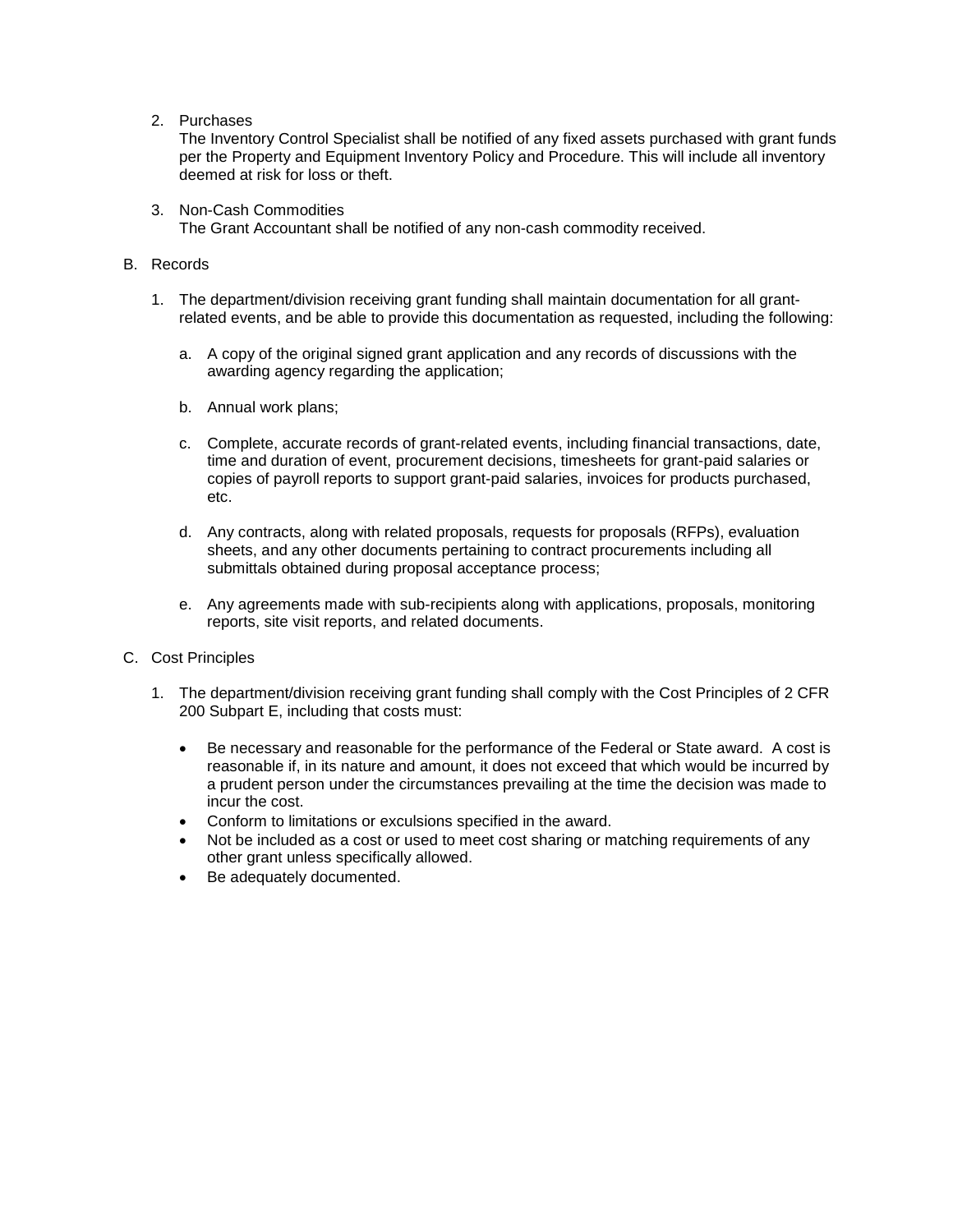2. Purchases
   The Inventory Control Specialist shall be notified of any fixed assets purchased with grant funds per the Property and Equipment Inventory Policy and Procedure. This will include all inventory deemed at risk for loss or theft.

3. Non-Cash Commodities
   The Grant Accountant shall be notified of any non-cash commodity received.

B. Records

1. The department/division receiving grant funding shall maintain documentation for all grant-related events, and be able to provide this documentation as requested, including the following:

   a. A copy of the original signed grant application and any records of discussions with the awarding agency regarding the application;

   b. Annual work plans;

   c. Complete, accurate records of grant-related events, including financial transactions, date, time and duration of event, procurement decisions, timesheets for grant-paid salaries or copies of payroll reports to support grant-paid salaries, invoices for products purchased, etc.

   d. Any contracts, along with related proposals, requests for proposals (RFPs), evaluation sheets, and any other documents pertaining to contract procurements including all submittals obtained during proposal acceptance process;

   e. Any agreements made with sub-recipients along with applications, proposals, monitoring reports, site visit reports, and related documents.

C. Cost Principles

1. The department/division receiving grant funding shall comply with the Cost Principles of 2 CFR 200 Subpart E, including that costs must:

   - Be necessary and reasonable for the performance of the Federal or State award. A cost is reasonable if, in its nature and amount, it does not exceed that which would be incurred by a prudent person under the circumstances prevailing at the time the decision was made to incur the cost.
   - Conform to limitations or exculsions specified in the award.
   - Not be included as a cost or used to meet cost sharing or matching requirements of any other grant unless specifically allowed.
   - Be adequately documented.